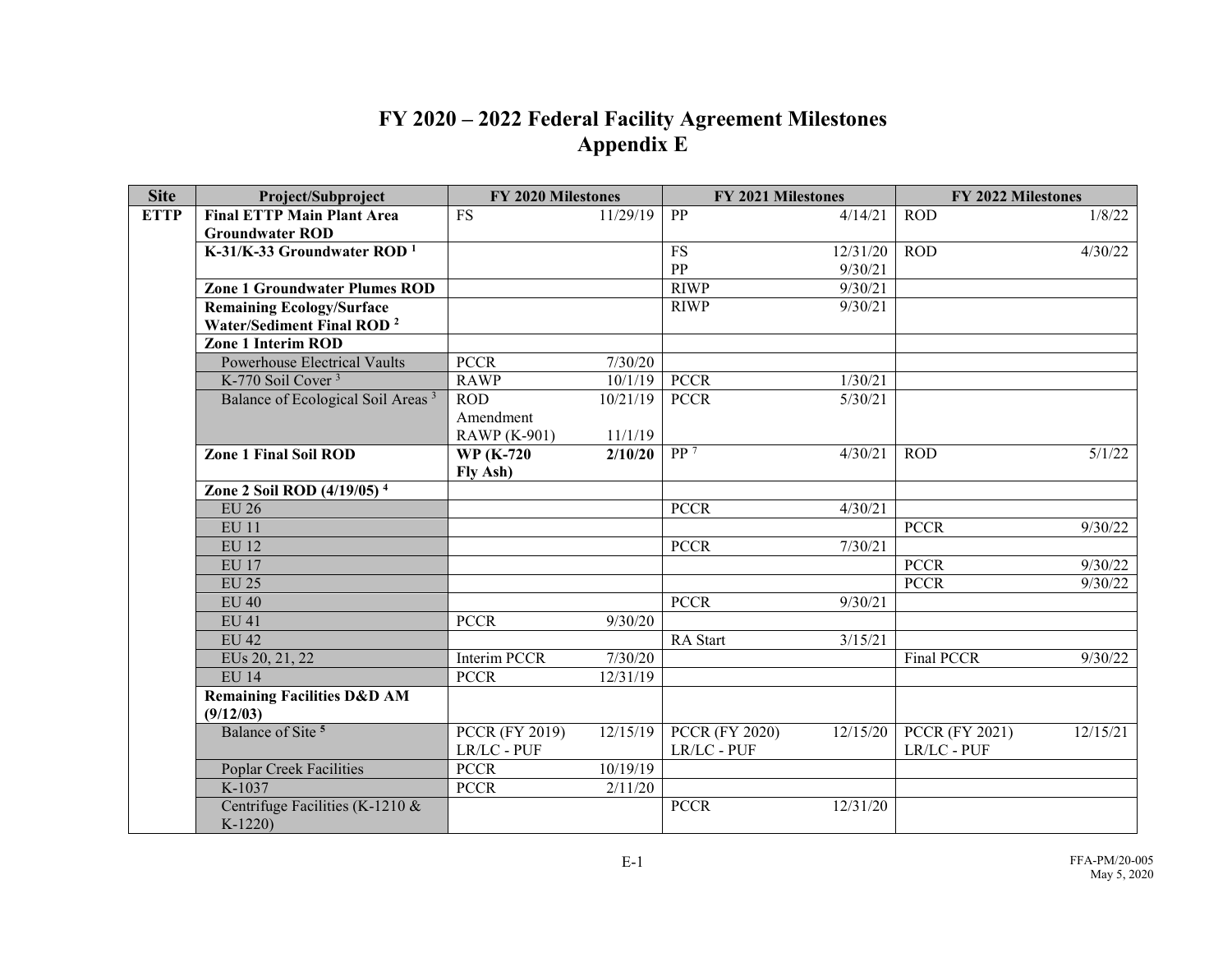# FY 2020 – 2022 Federal Facility Agreement Milestones
## Appendix E

| Site | Project/Subproject | FY 2020 Milestones | | FY 2021 Milestones | | FY 2022 Milestones | |
|---|---|---|---|---|---|---|---|
| **ETTP** | **Final ETTP Main Plant Area Groundwater ROD** | FS | 11/29/19 | PP | 4/14/21 | ROD | 1/8/22 |
| | **K-31/K-33 Groundwater ROD [1]** | | | FS<br>PP | 12/31/20<br>9/30/21 | ROD | 4/30/22 |
| | **Zone 1 Groundwater Plumes ROD** | | | RIWP | 9/30/21 | | |
| | **Remaining Ecology/Surface Water/Sediment Final ROD [2]** | | | RIWP | 9/30/21 | | |
| | **Zone 1 Interim ROD** | | | | | | |
| | Powerhouse Electrical Vaults | PCCR | 7/30/20 | | | | |
| | K-770 Soil Cover [3] | RAWP | 10/1/19 | PCCR | 1/30/21 | | |
| | Balance of Ecological Soil Areas [3] | ROD Amendment<br>RAWP (K-901) | 10/21/19<br>11/1/19 | PCCR | 5/30/21 | | |
| | **Zone 1 Final Soil ROD** | **WP (K-720 Fly Ash)** | **2/10/20** | PP [7] | 4/30/21 | ROD | 5/1/22 |
| | **Zone 2 Soil ROD (4/19/05) [4]** | | | | | | |
| | EU 26 | | | PCCR | 4/30/21 | | |
| | EU 11 | | | | | PCCR | 9/30/22 |
| | EU 12 | | | PCCR | 7/30/21 | | |
| | EU 17 | | | | | PCCR | 9/30/22 |
| | EU 25 | | | | | PCCR | 9/30/22 |
| | EU 40 | | | PCCR | 9/30/21 | | |
| | EU 41 | PCCR | 9/30/20 | | | | |
| | EU 42 | | | RA Start | 3/15/21 | | |
| | EUs 20, 21, 22 | Interim PCCR | 7/30/20 | | | Final PCCR | 9/30/22 |
| | EU 14 | PCCR | 12/31/19 | | | | |
| | **Remaining Facilities D&D AM (9/12/03)** | | | | | | |
| | Balance of Site [5] | PCCR (FY 2019)<br>LR/LC - PUF | 12/15/19 | PCCR (FY 2020)<br>LR/LC - PUF | 12/15/20 | PCCR (FY 2021)<br>LR/LC - PUF | 12/15/21 |
| | Poplar Creek Facilities | PCCR | 10/19/19 | | | | |
| | K-1037 | PCCR | 2/11/20 | | | | |
| | Centrifuge Facilities (K-1210 & K-1220) | | | PCCR | 12/31/20 | | |

FFA-PM/20-005
May 5, 2020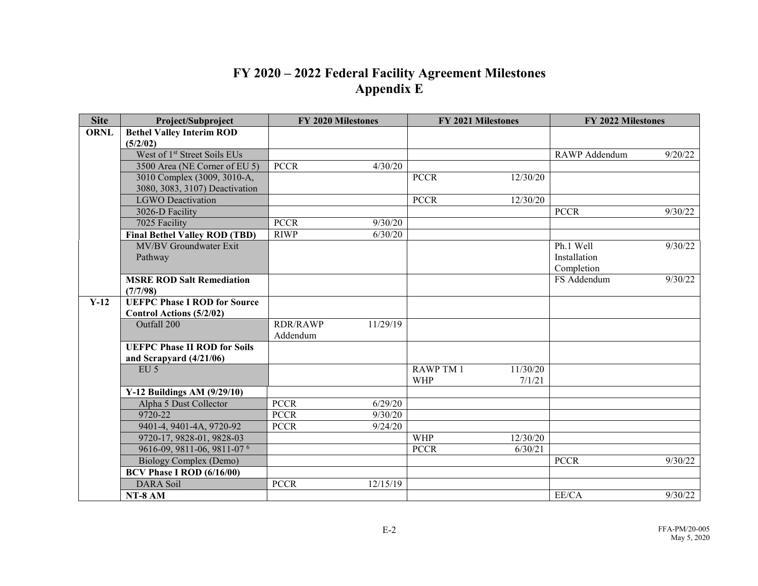# FY 2020 – 2022 Federal Facility Agreement Milestones
## Appendix E

| Site | Project/Subproject | FY 2020 Milestones | | FY 2021 Milestones | | FY 2022 Milestones | |
|---|---|---|---|---|---|---|---|
| ORNL | **Bethel Valley Interim ROD (5/2/02)** | | | | | | |
| | West of 1st Street Soils EUs | | | | | RAWP Addendum | 9/20/22 |
| | 3500 Area (NE Corner of EU 5) | PCCR | 4/30/20 | | | | |
| | 3010 Complex (3009, 3010-A, 3080, 3083, 3107) Deactivation | | | PCCR | 12/30/20 | | |
| | LGWO Deactivation | | | PCCR | 12/30/20 | | |
| | 3026-D Facility | | | | | PCCR | 9/30/22 |
| | 7025 Facility | PCCR | 9/30/20 | | | | |
| | **Final Bethel Valley ROD (TBD)** | RIWP | 6/30/20 | | | | |
| | MV/BV Groundwater Exit Pathway | | | | | Ph.1 Well Installation Completion | 9/30/22 |
| | **MSRE ROD Salt Remediation (7/7/98)** | | | | | FS Addendum | 9/30/22 |
| Y-12 | **UEFPC Phase I ROD for Source Control Actions (5/2/02)** | | | | | | |
| | Outfall 200 | RDR/RAWP Addendum | 11/29/19 | | | | |
| | **UEFPC Phase II ROD for Soils and Scrapyard (4/21/06)** | | | | | | |
| | EU 5 | | | RAWP TM 1<br>WHP | 11/30/20<br>7/1/21 | | |
| | **Y-12 Buildings AM (9/29/10)** | | | | | | |
| | Alpha 5 Dust Collector | PCCR | 6/29/20 | | | | |
| | 9720-22 | PCCR | 9/30/20 | | | | |
| | 9401-4, 9401-4A, 9720-92 | PCCR | 9/24/20 | | | | |
| | 9720-17, 9828-01, 9828-03 | | | WHP | 12/30/20 | | |
| | 9616-09, 9811-06, 9811-07 [6] | | | PCCR | 6/30/21 | | |
| | Biology Complex (Demo) | | | | | PCCR | 9/30/22 |
| | **BCV Phase I ROD (6/16/00)** | | | | | | |
| | DARA Soil | PCCR | 12/15/19 | | | | |
| | **NT-8 AM** | | | | | EE/CA | 9/30/22 |

FFA-PM/20-005
May 5, 2020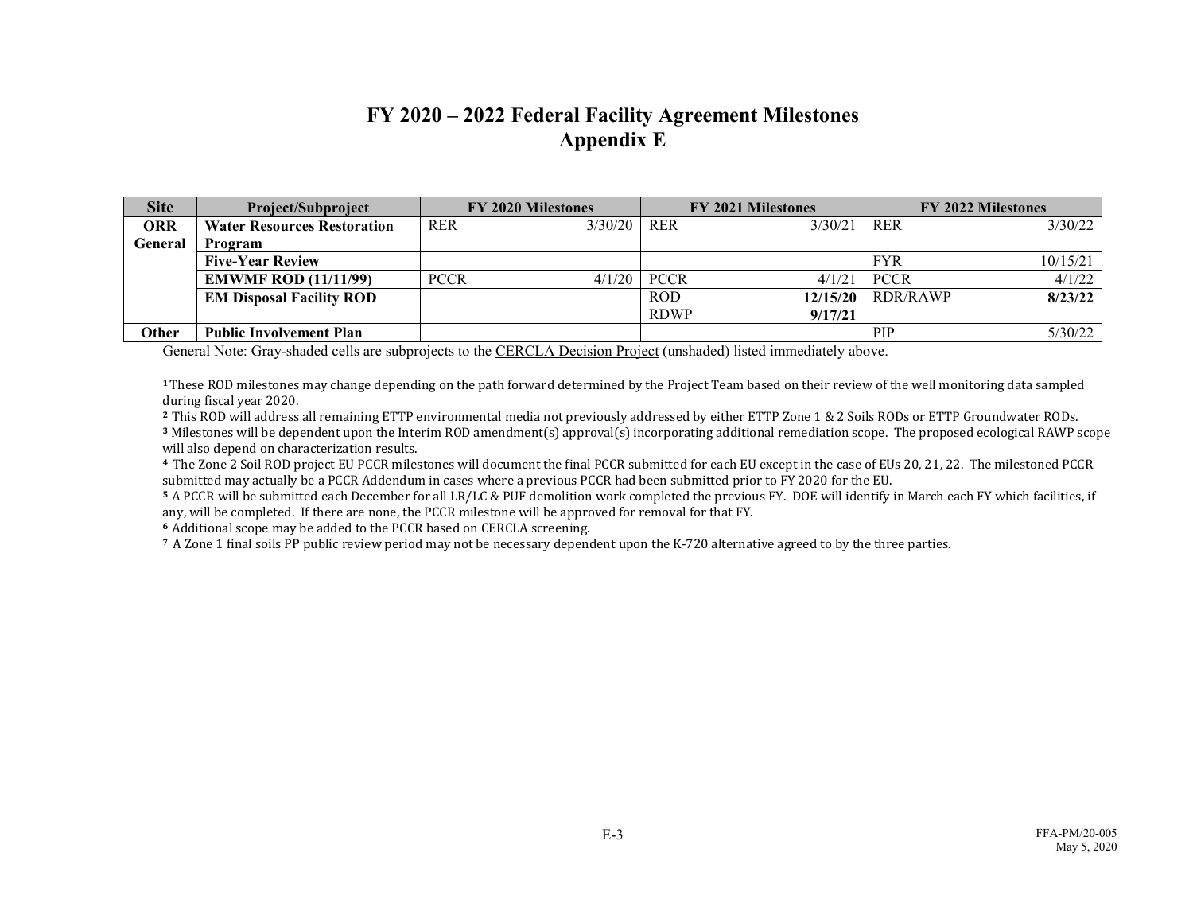# FY 2020 – 2022 Federal Facility Agreement Milestones
# Appendix E

| Site | Project/Subproject | FY 2020 Milestones | | FY 2021 Milestones | | FY 2022 Milestones | |
|---|---|---|---|---|---|---|---|
| ORR General | Water Resources Restoration Program | RER | 3/30/20 | RER | 3/30/21 | RER | 3/30/22 |
| | Five-Year Review | | | | | FYR | 10/15/21 |
| | EMWMF ROD (11/11/99) | PCCR | 4/1/20 | PCCR | 4/1/21 | PCCR | 4/1/22 |
| | EM Disposal Facility ROD | | | ROD<br>RDWP | **12/15/20**<br>**9/17/21** | RDR/RAWP | **8/23/22** |
| Other | Public Involvement Plan | | | | | PIP | 5/30/22 |

General Note: Gray-shaded cells are subprojects to the CERCLA Decision Project (unshaded) listed immediately above.

[1] These ROD milestones may change depending on the path forward determined by the Project Team based on their review of the well monitoring data sampled during fiscal year 2020.

[2] This ROD will address all remaining ETTP environmental media not previously addressed by either ETTP Zone 1 & 2 Soils RODs or ETTP Groundwater RODs.

[3] Milestones will be dependent upon the Interim ROD amendment(s) approval(s) incorporating additional remediation scope. The proposed ecological RAWP scope will also depend on characterization results.

[4] The Zone 2 Soil ROD project EU PCCR milestones will document the final PCCR submitted for each EU except in the case of EUs 20, 21, 22. The milestoned PCCR submitted may actually be a PCCR Addendum in cases where a previous PCCR had been submitted prior to FY 2020 for the EU.

[5] A PCCR will be submitted each December for all LR/LC & PUF demolition work completed the previous FY. DOE will identify in March each FY which facilities, if any, will be completed. If there are none, the PCCR milestone will be approved for removal for that FY.

[6] Additional scope may be added to the PCCR based on CERCLA screening.

[7] A Zone 1 final soils PP public review period may not be necessary dependent upon the K-720 alternative agreed to by the three parties.

FFA-PM/20-005
May 5, 2020